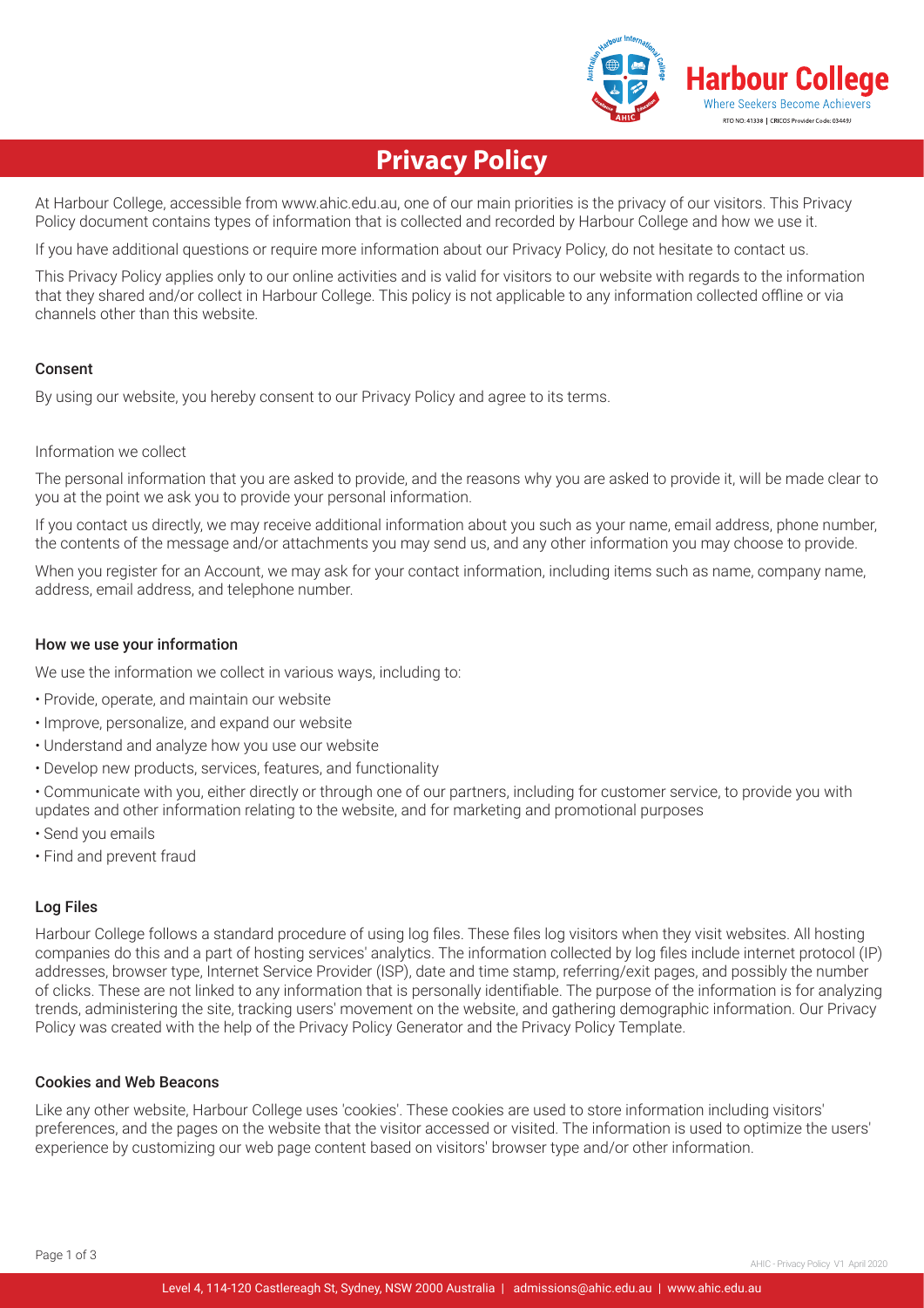# Privacy Policy

At Harbour College, accessible from www.ahic.edu.au, one of our main priorities is the privacy of our visitors. This Privacy Policy document contains types of information that is collected and recorded by Harbour College and how we use it.

If you have additional questions or require more information about our Privacy Policy, do not hesitate to contact us.

This Privacy Policy applies only to our online activities and is valid for visitors to our website with regards to the information that they shared and/or collect in Harbour College. This policy is not applicable to any information collected offline or via channels other than this website.

### Consent

By using our website, you hereby consent to our Privacy Policy and agree to its terms.

Information we collect

The personal information that you are asked to provide, and the reasons why you are asked to provide it, will be made clear to you at the point we ask you to provide your personal information.

If you contact us directly, we may receive additional information about you such as your name, email address, phone number, the contents of the message and/or attachments you may send us, and any other information you may choose to provide.

When you register for an Account, we may ask for your contact information, including items such as name, company name, address, email address, and telephone number.

### How we use your information

We use the information we collect in various ways, including to:

- Provide, operate, and maintain our website
- Improve, personalize, and expand our website
- Understand and analyze how you use our website
- Develop new products, services, features, and functionality
- Communicate with you, either directly or through one of our partners, including for customer service, to provide you with updates and other information relating to the website, and for marketing and promotional purposes
- Send you emails
- Find and prevent fraud

### Log Files

Harbour College follows a standard procedure of using log files. These files log visitors when they visit websites. All hosting companies do this and a part of hosting services' analytics. The information collected by log files include internet protocol (IP) addresses, browser type, Internet Service Provider (ISP), date and time stamp, referring/exit pages, and possibly the number of clicks. These are not linked to any information that is personally identifiable. The purpose of the information is for analyzing trends, administering the site, tracking users' movement on the website, and gathering demographic information. Our Privacy Policy was created with the help of the Privacy Policy Generator and the Privacy Policy Template.

### Cookies and Web Beacons

Like any other website, Harbour College uses 'cookies'. These cookies are used to store information including visitors' preferences, and the pages on the website that the visitor accessed or visited. The information is used to optimize the users' experience by customizing our web page content based on visitors' browser type and/or other information.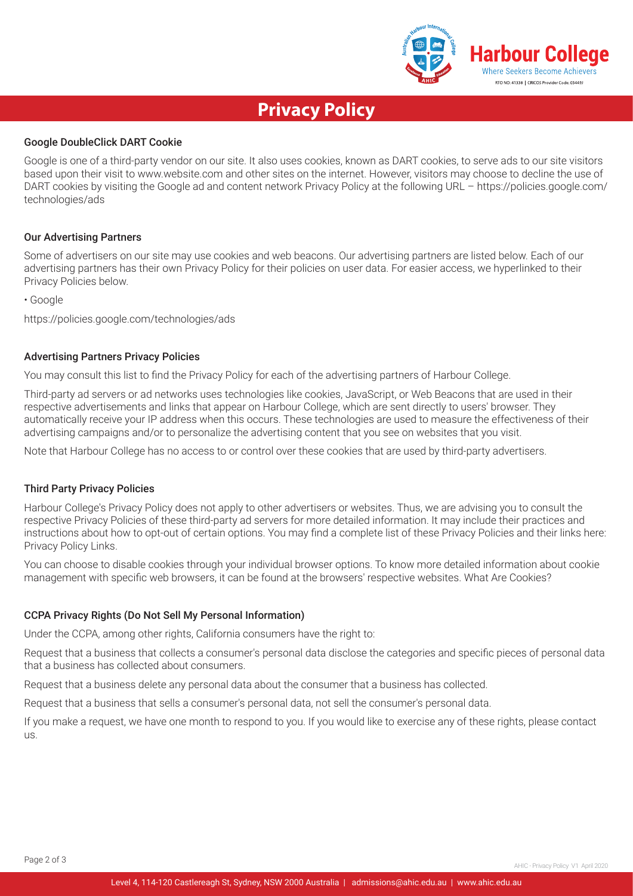### Google DoubleClick DART Cookie

Google is one of a third-party vendor on our site. It also uses cookies, known as DART cookies, to serve ads to our site visitors based upon their visit to www.website.com and other sites on the internet. However, visitors may choose to decline the use of DART cookies by visiting the Google ad and content network Privacy Policy at the following URL – https://policies.google.com/technologies/ads

### Our Advertising Partners

Some of advertisers on our site may use cookies and web beacons. Our advertising partners are listed below. Each of our advertising partners has their own Privacy Policy for their policies on user data. For easier access, we hyperlinked to their Privacy Policies below.

• Google

https://policies.google.com/technologies/ads

### Advertising Partners Privacy Policies

You may consult this list to find the Privacy Policy for each of the advertising partners of Harbour College.

Third-party ad servers or ad networks uses technologies like cookies, JavaScript, or Web Beacons that are used in their respective advertisements and links that appear on Harbour College, which are sent directly to users' browser. They automatically receive your IP address when this occurs. These technologies are used to measure the effectiveness of their advertising campaigns and/or to personalize the advertising content that you see on websites that you visit.

Note that Harbour College has no access to or control over these cookies that are used by third-party advertisers.

### Third Party Privacy Policies

Harbour College's Privacy Policy does not apply to other advertisers or websites. Thus, we are advising you to consult the respective Privacy Policies of these third-party ad servers for more detailed information. It may include their practices and instructions about how to opt-out of certain options. You may find a complete list of these Privacy Policies and their links here: Privacy Policy Links.

You can choose to disable cookies through your individual browser options. To know more detailed information about cookie management with specific web browsers, it can be found at the browsers' respective websites. What Are Cookies?

### CCPA Privacy Rights (Do Not Sell My Personal Information)

Under the CCPA, among other rights, California consumers have the right to:

Request that a business that collects a consumer's personal data disclose the categories and specific pieces of personal data that a business has collected about consumers.

Request that a business delete any personal data about the consumer that a business has collected.

Request that a business that sells a consumer's personal data, not sell the consumer's personal data.

If you make a request, we have one month to respond to you. If you would like to exercise any of these rights, please contact us.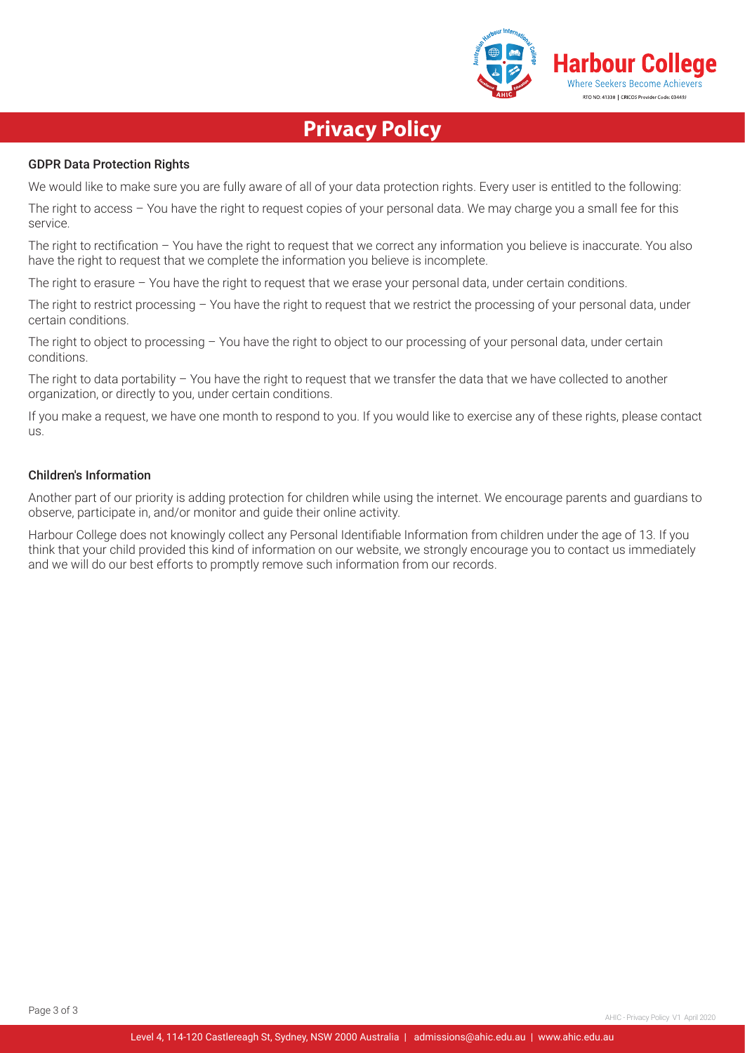# Privacy Policy

### GDPR Data Protection Rights

We would like to make sure you are fully aware of all of your data protection rights. Every user is entitled to the following:

The right to access – You have the right to request copies of your personal data. We may charge you a small fee for this service.

The right to rectification – You have the right to request that we correct any information you believe is inaccurate. You also have the right to request that we complete the information you believe is incomplete.

The right to erasure – You have the right to request that we erase your personal data, under certain conditions.

The right to restrict processing – You have the right to request that we restrict the processing of your personal data, under certain conditions.

The right to object to processing – You have the right to object to our processing of your personal data, under certain conditions.

The right to data portability – You have the right to request that we transfer the data that we have collected to another organization, or directly to you, under certain conditions.

If you make a request, we have one month to respond to you. If you would like to exercise any of these rights, please contact us.

### Children's Information

Another part of our priority is adding protection for children while using the internet. We encourage parents and guardians to observe, participate in, and/or monitor and guide their online activity.

Harbour College does not knowingly collect any Personal Identifiable Information from children under the age of 13. If you think that your child provided this kind of information on our website, we strongly encourage you to contact us immediately and we will do our best efforts to promptly remove such information from our records.